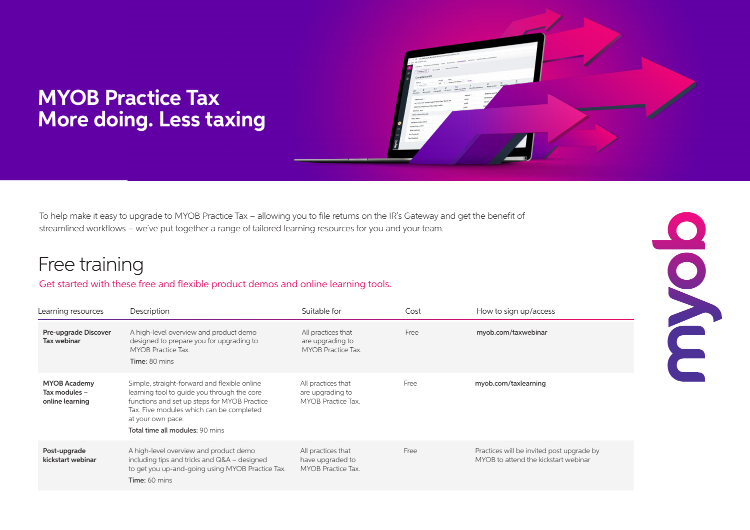# MYOB Practice Tax
# More doing. Less taxing

To help make it easy to upgrade to MYOB Practice Tax – allowing you to file returns on the IR's Gateway and get the benefit of streamlined workflows – we've put together a range of tailored learning resources for you and your team.

## Free training

Get started with these free and flexible product demos and online learning tools.

| Learning resources | Description | Suitable for | Cost | How to sign up/access |
|---|---|---|---|---|
| **Pre-upgrade Discover Tax webinar** | A high-level overview and product demo designed to prepare you for upgrading to MYOB Practice Tax.<br>**Time:** 80 mins | All practices that are upgrading to MYOB Practice Tax. | Free | **myob.com/taxwebinar** |
| **MYOB Academy Tax modules – online learning** | Simple, straight-forward and flexible online learning tool to guide you through the core functions and set up steps for MYOB Practice Tax. Five modules which can be completed at your own pace.<br>**Total time all modules:** 90 mins | All practices that are upgrading to MYOB Practice Tax. | Free | **myob.com/taxlearning** |
| **Post-upgrade kickstart webinar** | A high-level overview and product demo including tips and tricks and Q&A – designed to get you up-and-going using MYOB Practice Tax.<br>**Time:** 60 mins | All practices that have upgraded to MYOB Practice Tax. | Free | Practices will be invited post upgrade by MYOB to attend the kickstart webinar |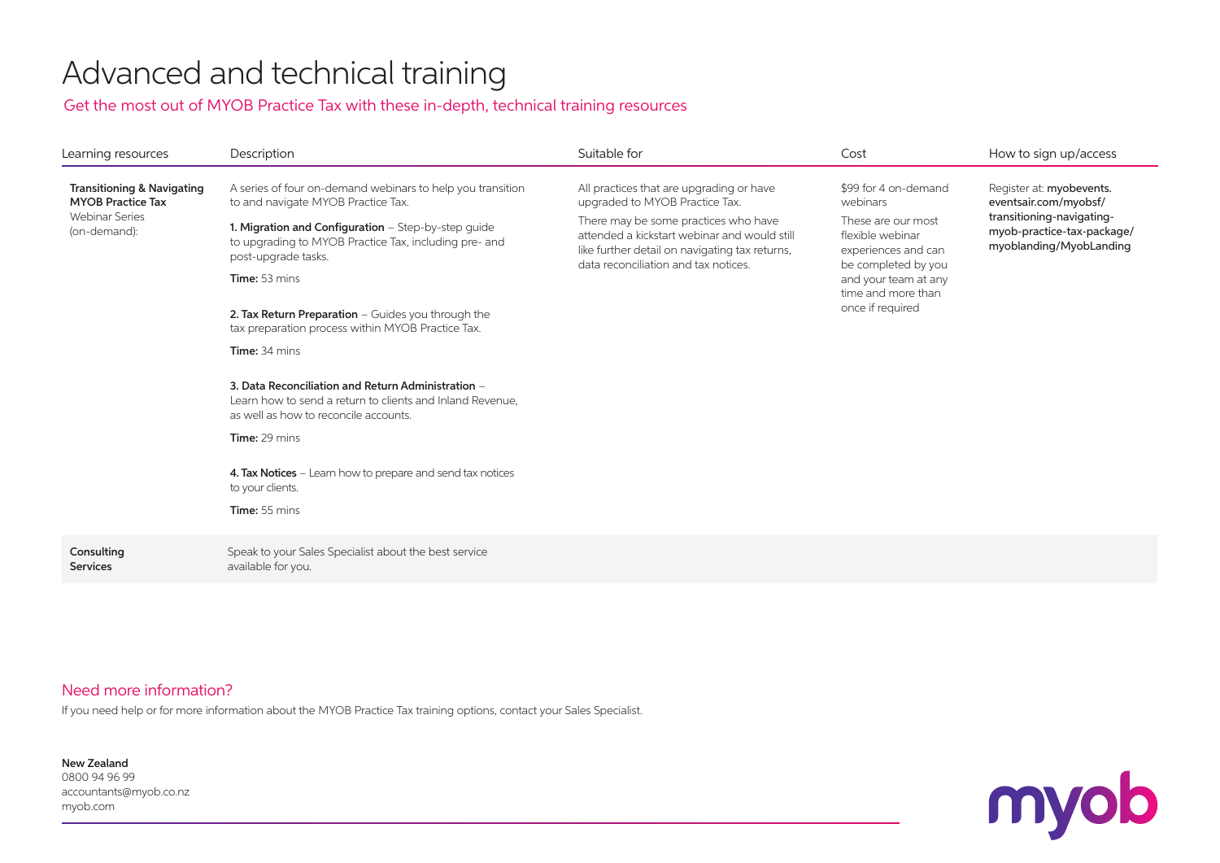# Advanced and technical training

Get the most out of MYOB Practice Tax with these in-depth, technical training resources

| Learning resources | Description | Suitable for | Cost | How to sign up/access |
|---|---|---|---|---|
| **Transitioning & Navigating MYOB Practice Tax** Webinar Series (on-demand): | A series of four on-demand webinars to help you transition to and navigate MYOB Practice Tax.<br><br>**1. Migration and Configuration** – Step-by-step guide to upgrading to MYOB Practice Tax, including pre- and post-upgrade tasks.<br>**Time:** 53 mins<br><br>**2. Tax Return Preparation** – Guides you through the tax preparation process within MYOB Practice Tax.<br>**Time:** 34 mins<br><br>**3. Data Reconciliation and Return Administration** – Learn how to send a return to clients and Inland Revenue, as well as how to reconcile accounts.<br>**Time:** 29 mins<br><br>**4. Tax Notices** – Learn how to prepare and send tax notices to your clients.<br>**Time:** 55 mins | All practices that are upgrading or have upgraded to MYOB Practice Tax.<br><br>There may be some practices who have attended a kickstart webinar and would still like further detail on navigating tax returns, data reconciliation and tax notices. | $99 for 4 on-demand webinars<br><br>These are our most flexible webinar experiences and can be completed by you and your team at any time and more than once if required | Register at: **myobevents.eventsair.com/myobsf/transitioning-navigating-myob-practice-tax-package/myoblanding/MyobLanding** |
| **Consulting Services** | Speak to your Sales Specialist about the best service available for you. | | | |

## Need more information?

If you need help or for more information about the MYOB Practice Tax training options, contact your Sales Specialist.

**New Zealand**
0800 94 96 99
accountants@myob.co.nz
myob.com

myob